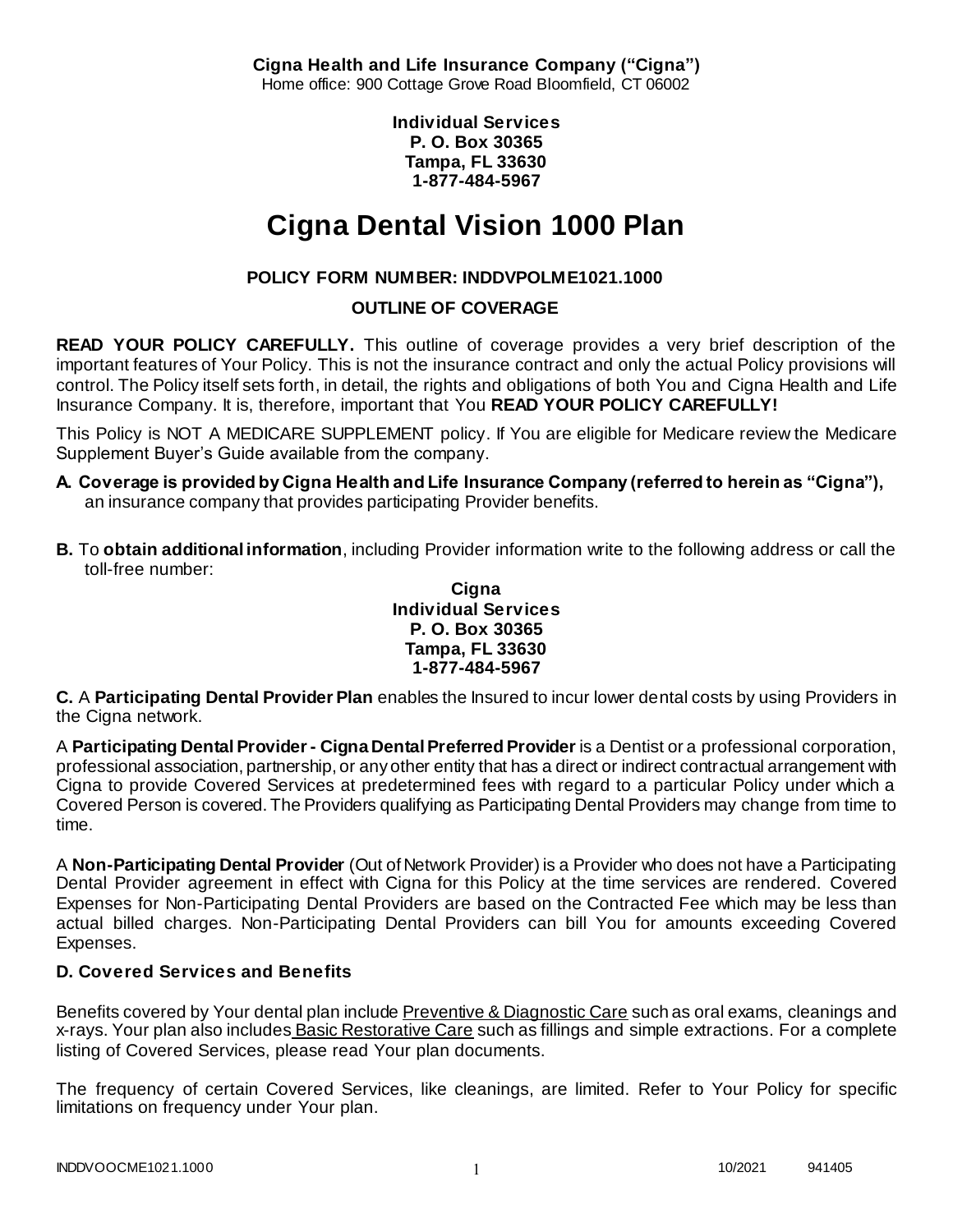**Cigna Health and Life Insurance Company ("Cigna")**
Home office: 900 Cottage Grove Road Bloomfield, CT 06002

**Individual Services**
**P. O. Box 30365**
**Tampa, FL 33630**
**1-877-484-5967**

# Cigna Dental Vision 1000 Plan

**POLICY FORM NUMBER: INDDVPOLME1021.1000**

**OUTLINE OF COVERAGE**

**READ YOUR POLICY CAREFULLY.** This outline of coverage provides a very brief description of the important features of Your Policy. This is not the insurance contract and only the actual Policy provisions will control. The Policy itself sets forth, in detail, the rights and obligations of both You and Cigna Health and Life Insurance Company. It is, therefore, important that You **READ YOUR POLICY CAREFULLY!**

This Policy is NOT A MEDICARE SUPPLEMENT policy. If You are eligible for Medicare review the Medicare Supplement Buyer's Guide available from the company.

**A. Coverage is provided by Cigna Health and Life Insurance Company (referred to herein as "Cigna"),** an insurance company that provides participating Provider benefits.

**B.** To **obtain additional information**, including Provider information write to the following address or call the toll-free number:

**Cigna**
**Individual Services**
**P. O. Box 30365**
**Tampa, FL 33630**
**1-877-484-5967**

**C.** A **Participating Dental Provider Plan** enables the Insured to incur lower dental costs by using Providers in the Cigna network.

A **Participating Dental Provider - Cigna Dental Preferred Provider** is a Dentist or a professional corporation, professional association, partnership, or any other entity that has a direct or indirect contractual arrangement with Cigna to provide Covered Services at predetermined fees with regard to a particular Policy under which a Covered Person is covered. The Providers qualifying as Participating Dental Providers may change from time to time.

A **Non-Participating Dental Provider** (Out of Network Provider) is a Provider who does not have a Participating Dental Provider agreement in effect with Cigna for this Policy at the time services are rendered. Covered Expenses for Non-Participating Dental Providers are based on the Contracted Fee which may be less than actual billed charges. Non-Participating Dental Providers can bill You for amounts exceeding Covered Expenses.

**D. Covered Services and Benefits**

Benefits covered by Your dental plan include Preventive & Diagnostic Care such as oral exams, cleanings and x-rays. Your plan also includes Basic Restorative Care such as fillings and simple extractions. For a complete listing of Covered Services, please read Your plan documents.

The frequency of certain Covered Services, like cleanings, are limited. Refer to Your Policy for specific limitations on frequency under Your plan.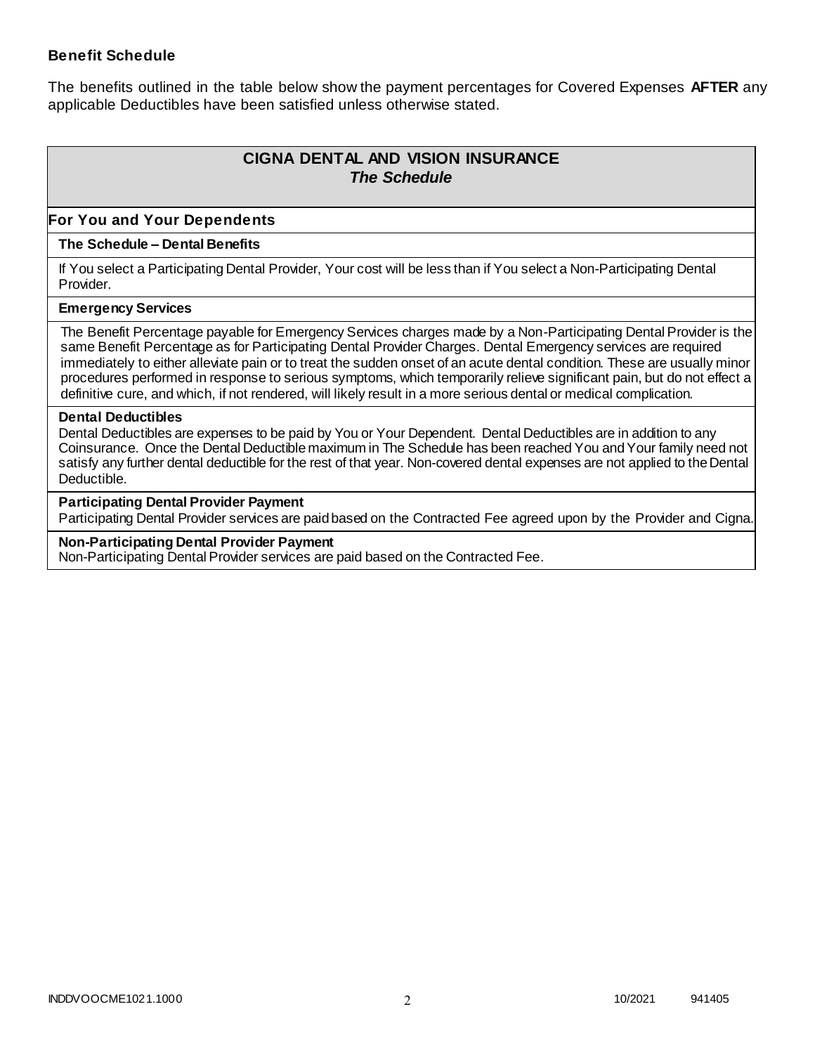### Benefit Schedule

The benefits outlined in the table below show the payment percentages for Covered Expenses **AFTER** any applicable Deductibles have been satisfied unless otherwise stated.

## CIGNA DENTAL AND VISION INSURANCE
***The Schedule***

### For You and Your Dependents

**The Schedule – Dental Benefits**

If You select a Participating Dental Provider, Your cost will be less than if You select a Non-Participating Dental Provider.

**Emergency Services**

The Benefit Percentage payable for Emergency Services charges made by a Non-Participating Dental Provider is the same Benefit Percentage as for Participating Dental Provider Charges. Dental Emergency services are required immediately to either alleviate pain or to treat the sudden onset of an acute dental condition. These are usually minor procedures performed in response to serious symptoms, which temporarily relieve significant pain, but do not effect a definitive cure, and which, if not rendered, will likely result in a more serious dental or medical complication.

**Dental Deductibles**

Dental Deductibles are expenses to be paid by You or Your Dependent. Dental Deductibles are in addition to any Coinsurance. Once the Dental Deductible maximum in The Schedule has been reached You and Your family need not satisfy any further dental deductible for the rest of that year. Non-covered dental expenses are not applied to the Dental Deductible.

**Participating Dental Provider Payment**

Participating Dental Provider services are paid based on the Contracted Fee agreed upon by the Provider and Cigna.

**Non-Participating Dental Provider Payment**

Non-Participating Dental Provider services are paid based on the Contracted Fee.

INDDVOOCME1021.1000 10/2021 941405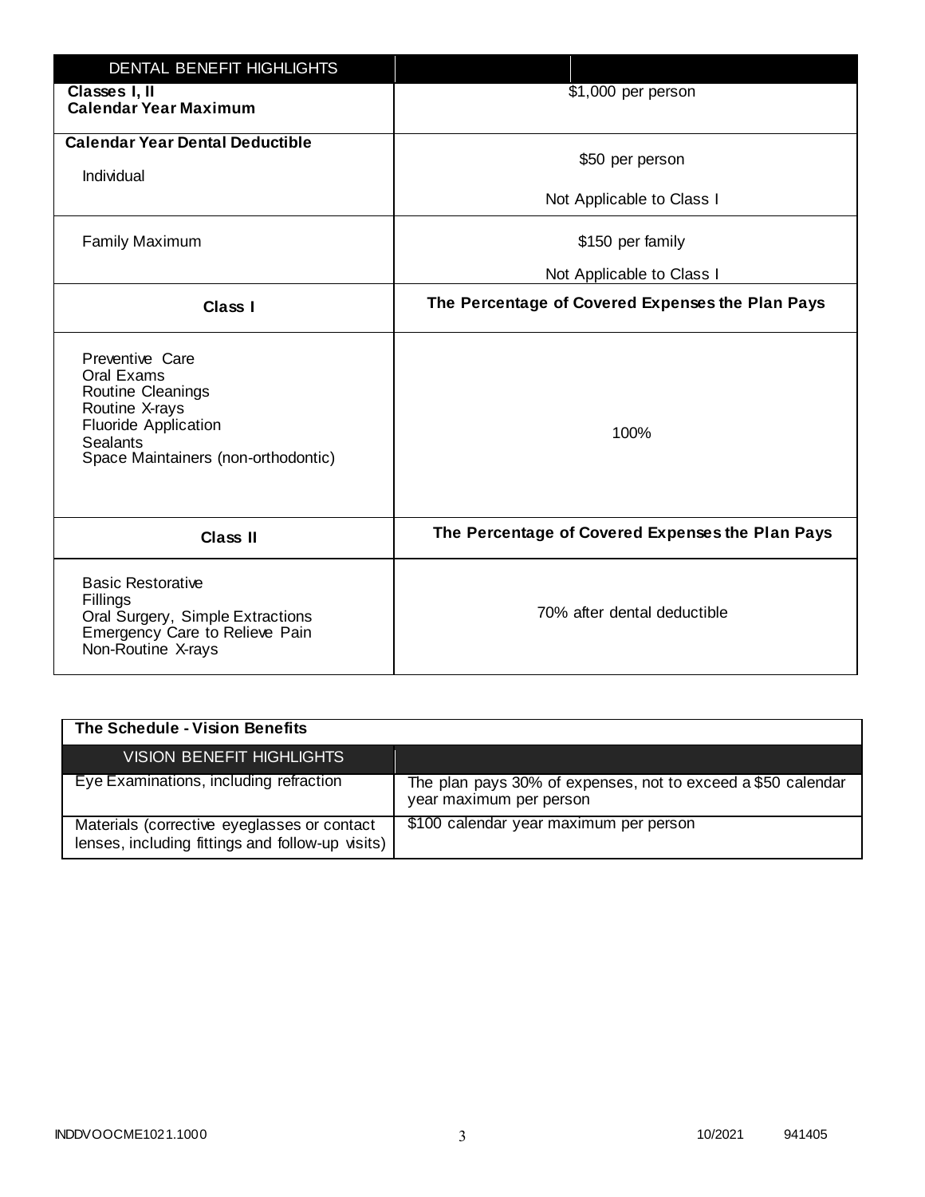| DENTAL BENEFIT HIGHLIGHTS | |
|---|---|
| **Classes I, II**<br>**Calendar Year Maximum** | $1,000 per person |
| **Calendar Year Dental Deductible**<br>Individual | $50 per person<br>Not Applicable to Class I |
| Family Maximum | $150 per family<br>Not Applicable to Class I |
| **Class I** | **The Percentage of Covered Expenses the Plan Pays** |
| Preventive Care<br>Oral Exams<br>Routine Cleanings<br>Routine X-rays<br>Fluoride Application<br>Sealants<br>Space Maintainers (non-orthodontic) | 100% |
| **Class II** | **The Percentage of Covered Expenses the Plan Pays** |
| Basic Restorative<br>Fillings<br>Oral Surgery, Simple Extractions<br>Emergency Care to Relieve Pain<br>Non-Routine X-rays | 70% after dental deductible |

**The Schedule - Vision Benefits**

| VISION BENEFIT HIGHLIGHTS | |
|---|---|
| Eye Examinations, including refraction | The plan pays 30% of expenses, not to exceed a $50 calendar year maximum per person |
| Materials (corrective eyeglasses or contact lenses, including fittings and follow-up visits) | $100 calendar year maximum per person |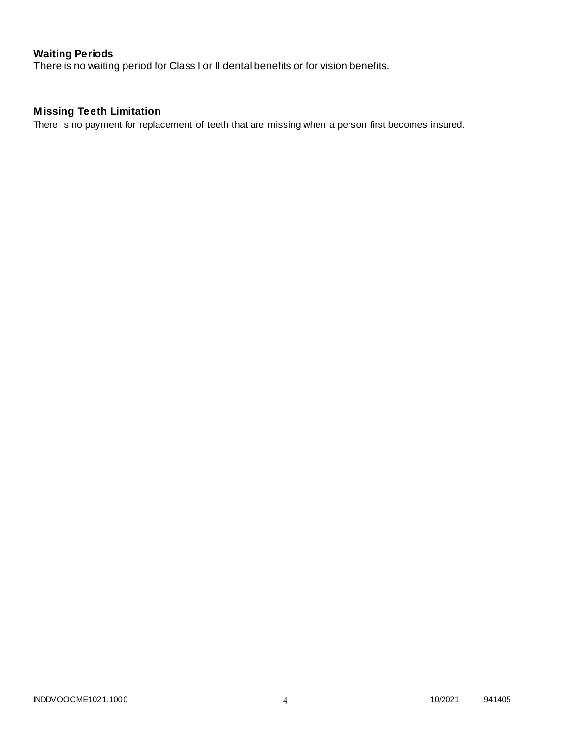### Waiting Periods

There is no waiting period for Class I or II dental benefits or for vision benefits.

### Missing Teeth Limitation

There is no payment for replacement of teeth that are missing when a person first becomes insured.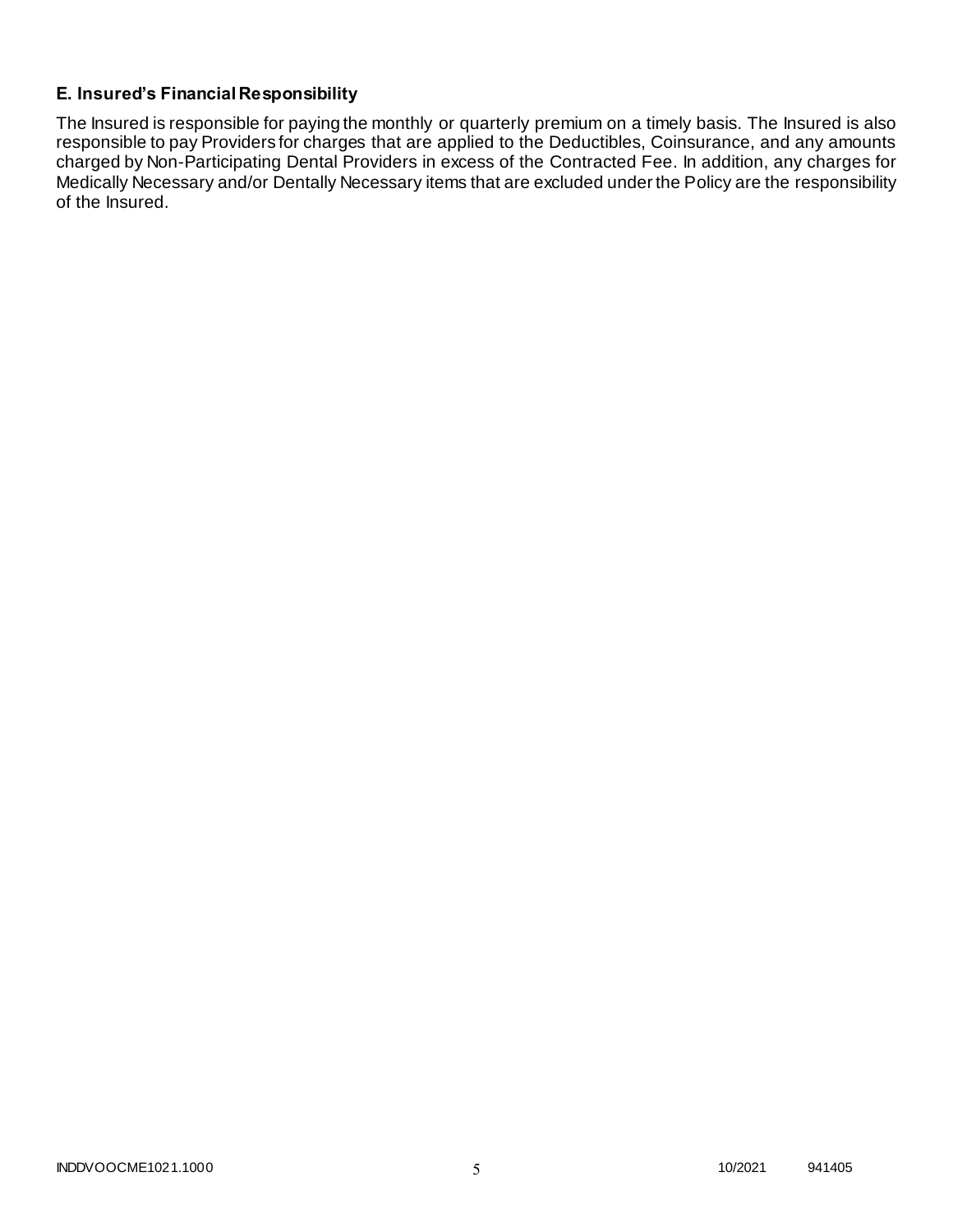### E. Insured's Financial Responsibility

The Insured is responsible for paying the monthly or quarterly premium on a timely basis. The Insured is also responsible to pay Providers for charges that are applied to the Deductibles, Coinsurance, and any amounts charged by Non-Participating Dental Providers in excess of the Contracted Fee. In addition, any charges for Medically Necessary and/or Dentally Necessary items that are excluded under the Policy are the responsibility of the Insured.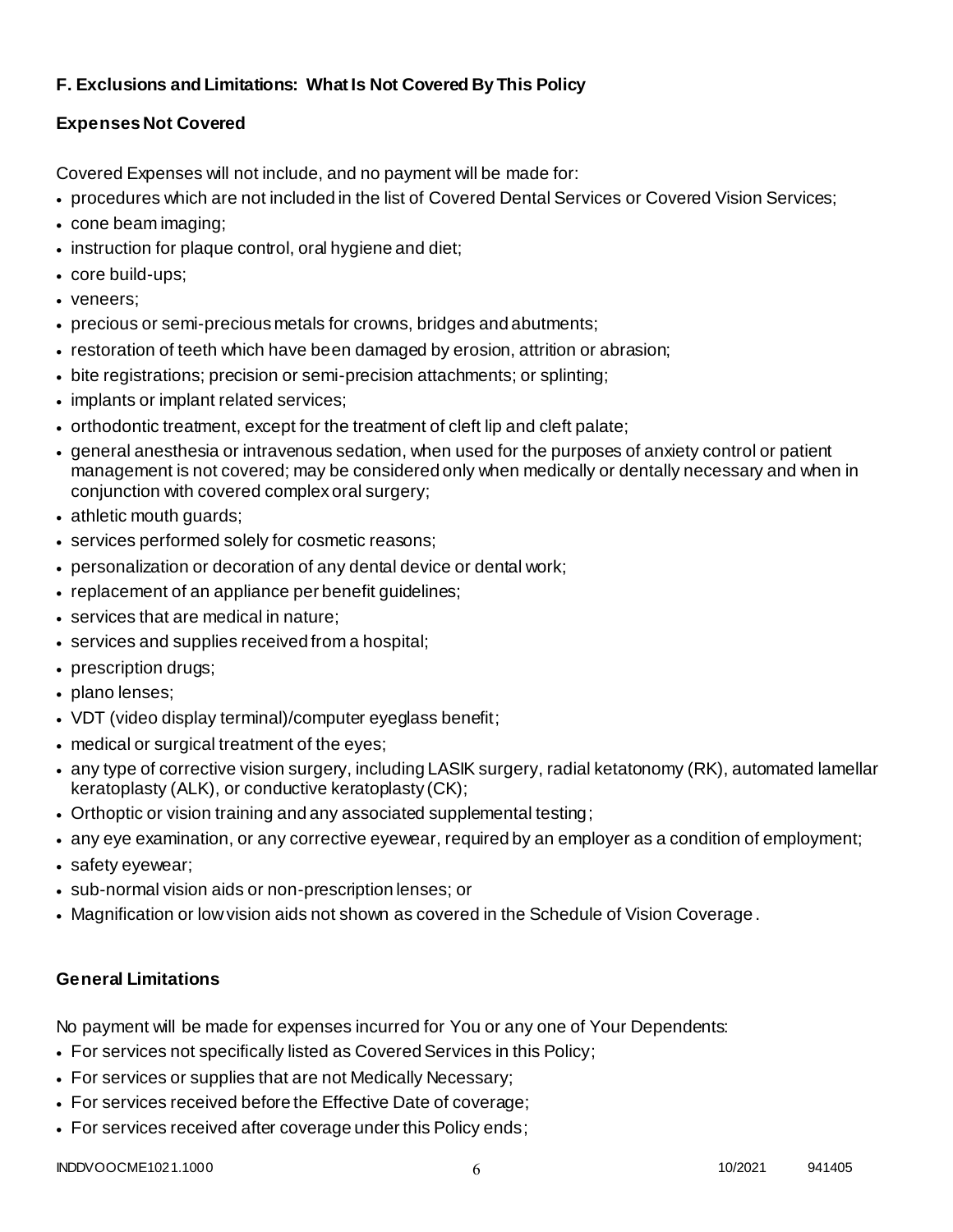## F. Exclusions and Limitations: What Is Not Covered By This Policy

### Expenses Not Covered

Covered Expenses will not include, and no payment will be made for:

- procedures which are not included in the list of Covered Dental Services or Covered Vision Services;
- cone beam imaging;
- instruction for plaque control, oral hygiene and diet;
- core build-ups;
- veneers;
- precious or semi-precious metals for crowns, bridges and abutments;
- restoration of teeth which have been damaged by erosion, attrition or abrasion;
- bite registrations; precision or semi-precision attachments; or splinting;
- implants or implant related services;
- orthodontic treatment, except for the treatment of cleft lip and cleft palate;
- general anesthesia or intravenous sedation, when used for the purposes of anxiety control or patient management is not covered; may be considered only when medically or dentally necessary and when in conjunction with covered complex oral surgery;
- athletic mouth guards;
- services performed solely for cosmetic reasons;
- personalization or decoration of any dental device or dental work;
- replacement of an appliance per benefit guidelines;
- services that are medical in nature;
- services and supplies received from a hospital;
- prescription drugs;
- plano lenses;
- VDT (video display terminal)/computer eyeglass benefit;
- medical or surgical treatment of the eyes;
- any type of corrective vision surgery, including LASIK surgery, radial ketatonomy (RK), automated lamellar keratoplasty (ALK), or conductive keratoplasty (CK);
- Orthoptic or vision training and any associated supplemental testing;
- any eye examination, or any corrective eyewear, required by an employer as a condition of employment;
- safety eyewear;
- sub-normal vision aids or non-prescription lenses; or
- Magnification or low vision aids not shown as covered in the Schedule of Vision Coverage.

### General Limitations

No payment will be made for expenses incurred for You or any one of Your Dependents:

- For services not specifically listed as Covered Services in this Policy;
- For services or supplies that are not Medically Necessary;
- For services received before the Effective Date of coverage;
- For services received after coverage under this Policy ends;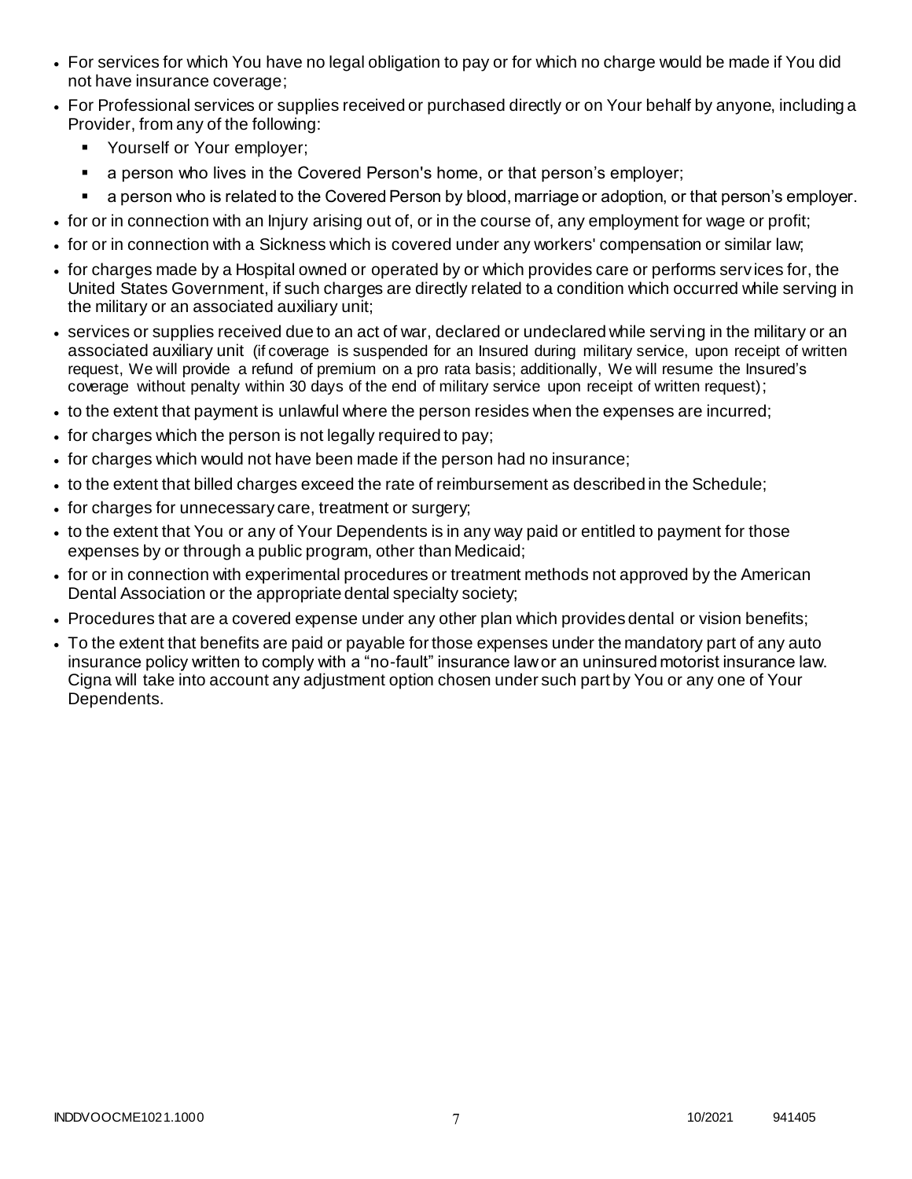- For services for which You have no legal obligation to pay or for which no charge would be made if You did not have insurance coverage;
- For Professional services or supplies received or purchased directly or on Your behalf by anyone, including a Provider, from any of the following:
  - Yourself or Your employer;
  - a person who lives in the Covered Person's home, or that person's employer;
  - a person who is related to the Covered Person by blood, marriage or adoption, or that person's employer.
- for or in connection with an Injury arising out of, or in the course of, any employment for wage or profit;
- for or in connection with a Sickness which is covered under any workers' compensation or similar law;
- for charges made by a Hospital owned or operated by or which provides care or performs services for, the United States Government, if such charges are directly related to a condition which occurred while serving in the military or an associated auxiliary unit;
- services or supplies received due to an act of war, declared or undeclared while serving in the military or an associated auxiliary unit (if coverage is suspended for an Insured during military service, upon receipt of written request, We will provide a refund of premium on a pro rata basis; additionally, We will resume the Insured's coverage without penalty within 30 days of the end of military service upon receipt of written request);
- to the extent that payment is unlawful where the person resides when the expenses are incurred;
- for charges which the person is not legally required to pay;
- for charges which would not have been made if the person had no insurance;
- to the extent that billed charges exceed the rate of reimbursement as described in the Schedule;
- for charges for unnecessary care, treatment or surgery;
- to the extent that You or any of Your Dependents is in any way paid or entitled to payment for those expenses by or through a public program, other than Medicaid;
- for or in connection with experimental procedures or treatment methods not approved by the American Dental Association or the appropriate dental specialty society;
- Procedures that are a covered expense under any other plan which provides dental or vision benefits;
- To the extent that benefits are paid or payable for those expenses under the mandatory part of any auto insurance policy written to comply with a "no-fault" insurance law or an uninsured motorist insurance law. Cigna will take into account any adjustment option chosen under such part by You or any one of Your Dependents.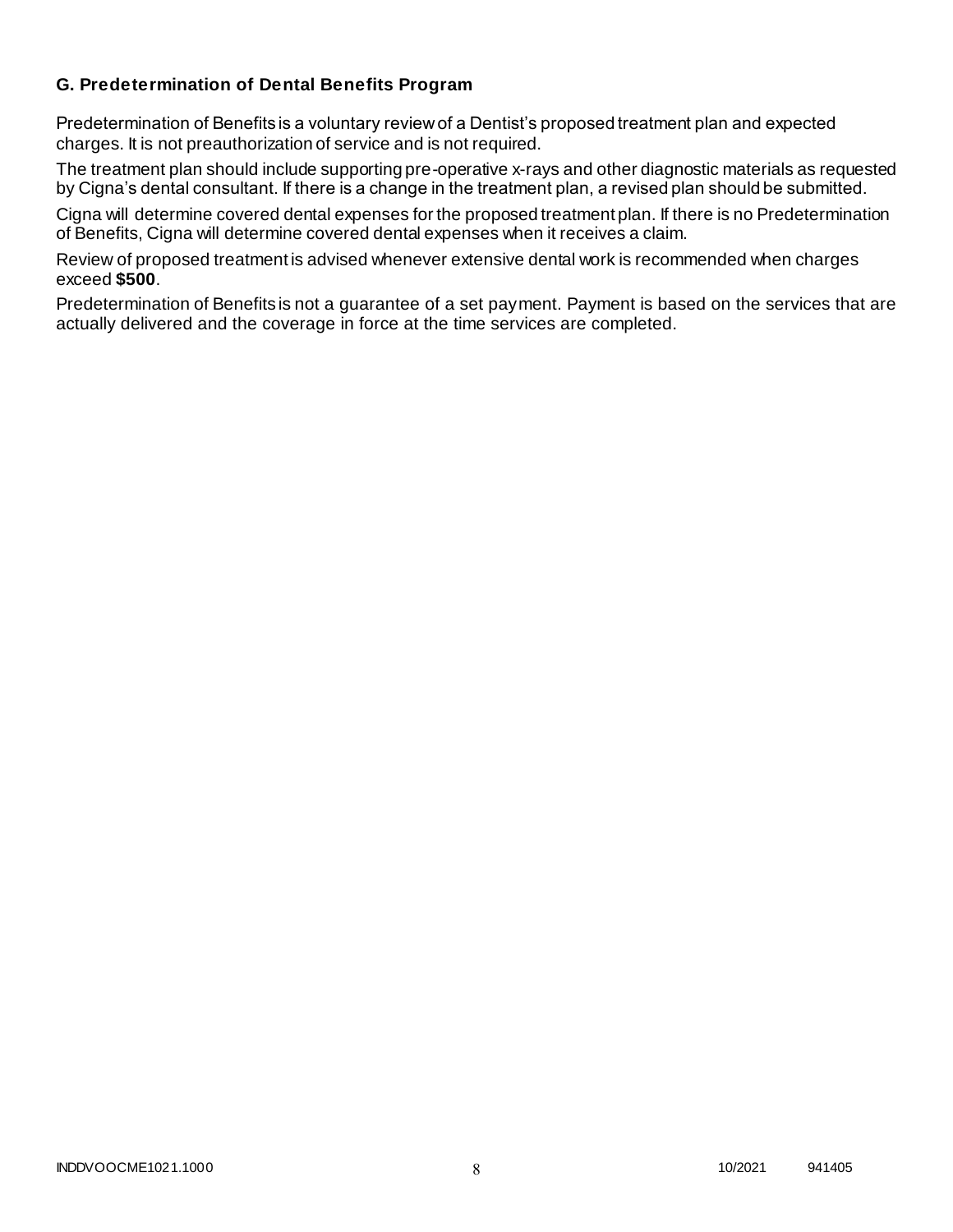### G. Predetermination of Dental Benefits Program

Predetermination of Benefits is a voluntary review of a Dentist's proposed treatment plan and expected charges. It is not preauthorization of service and is not required.

The treatment plan should include supporting pre-operative x-rays and other diagnostic materials as requested by Cigna's dental consultant. If there is a change in the treatment plan, a revised plan should be submitted.

Cigna will determine covered dental expenses for the proposed treatment plan. If there is no Predetermination of Benefits, Cigna will determine covered dental expenses when it receives a claim.

Review of proposed treatment is advised whenever extensive dental work is recommended when charges exceed **$500**.

Predetermination of Benefits is not a guarantee of a set payment. Payment is based on the services that are actually delivered and the coverage in force at the time services are completed.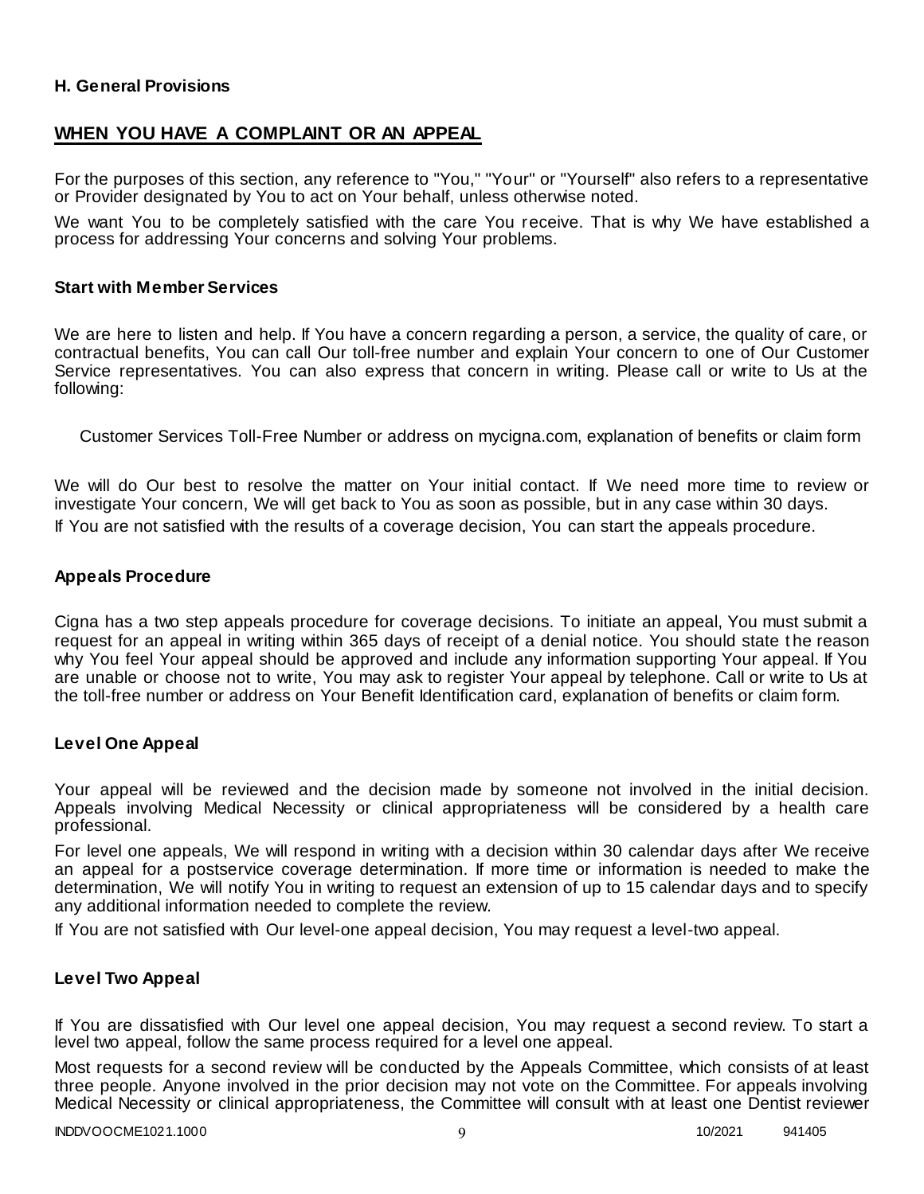### H. General Provisions

## WHEN YOU HAVE A COMPLAINT OR AN APPEAL

For the purposes of this section, any reference to "You," "Your" or "Yourself" also refers to a representative or Provider designated by You to act on Your behalf, unless otherwise noted.

We want You to be completely satisfied with the care You receive. That is why We have established a process for addressing Your concerns and solving Your problems.

### Start with Member Services

We are here to listen and help. If You have a concern regarding a person, a service, the quality of care, or contractual benefits, You can call Our toll-free number and explain Your concern to one of Our Customer Service representatives. You can also express that concern in writing. Please call or write to Us at the following:

Customer Services Toll-Free Number or address on mycigna.com, explanation of benefits or claim form

We will do Our best to resolve the matter on Your initial contact. If We need more time to review or investigate Your concern, We will get back to You as soon as possible, but in any case within 30 days.

If You are not satisfied with the results of a coverage decision, You can start the appeals procedure.

### Appeals Procedure

Cigna has a two step appeals procedure for coverage decisions. To initiate an appeal, You must submit a request for an appeal in writing within 365 days of receipt of a denial notice. You should state the reason why You feel Your appeal should be approved and include any information supporting Your appeal. If You are unable or choose not to write, You may ask to register Your appeal by telephone. Call or write to Us at the toll-free number or address on Your Benefit Identification card, explanation of benefits or claim form.

### Level One Appeal

Your appeal will be reviewed and the decision made by someone not involved in the initial decision. Appeals involving Medical Necessity or clinical appropriateness will be considered by a health care professional.

For level one appeals, We will respond in writing with a decision within 30 calendar days after We receive an appeal for a postservice coverage determination. If more time or information is needed to make the determination, We will notify You in writing to request an extension of up to 15 calendar days and to specify any additional information needed to complete the review.

If You are not satisfied with Our level-one appeal decision, You may request a level-two appeal.

### Level Two Appeal

If You are dissatisfied with Our level one appeal decision, You may request a second review. To start a level two appeal, follow the same process required for a level one appeal.

Most requests for a second review will be conducted by the Appeals Committee, which consists of at least three people. Anyone involved in the prior decision may not vote on the Committee. For appeals involving Medical Necessity or clinical appropriateness, the Committee will consult with at least one Dentist reviewer

INDDVOOCME1021.1000 10/2021 941405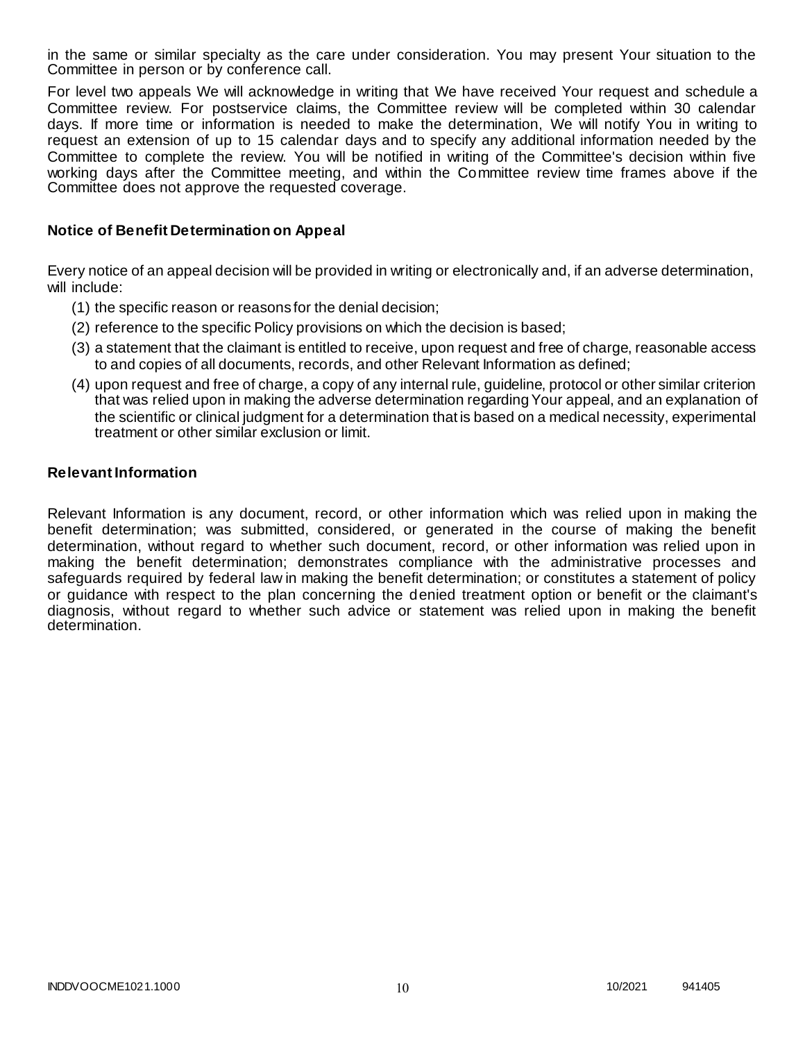in the same or similar specialty as the care under consideration. You may present Your situation to the Committee in person or by conference call.

For level two appeals We will acknowledge in writing that We have received Your request and schedule a Committee review. For postservice claims, the Committee review will be completed within 30 calendar days. If more time or information is needed to make the determination, We will notify You in writing to request an extension of up to 15 calendar days and to specify any additional information needed by the Committee to complete the review. You will be notified in writing of the Committee's decision within five working days after the Committee meeting, and within the Committee review time frames above if the Committee does not approve the requested coverage.

### Notice of Benefit Determination on Appeal

Every notice of an appeal decision will be provided in writing or electronically and, if an adverse determination, will include:

(1) the specific reason or reasons for the denial decision;

(2) reference to the specific Policy provisions on which the decision is based;

(3) a statement that the claimant is entitled to receive, upon request and free of charge, reasonable access to and copies of all documents, records, and other Relevant Information as defined;

(4) upon request and free of charge, a copy of any internal rule, guideline, protocol or other similar criterion that was relied upon in making the adverse determination regarding Your appeal, and an explanation of the scientific or clinical judgment for a determination that is based on a medical necessity, experimental treatment or other similar exclusion or limit.

### Relevant Information

Relevant Information is any document, record, or other information which was relied upon in making the benefit determination; was submitted, considered, or generated in the course of making the benefit determination, without regard to whether such document, record, or other information was relied upon in making the benefit determination; demonstrates compliance with the administrative processes and safeguards required by federal law in making the benefit determination; or constitutes a statement of policy or guidance with respect to the plan concerning the denied treatment option or benefit or the claimant's diagnosis, without regard to whether such advice or statement was relied upon in making the benefit determination.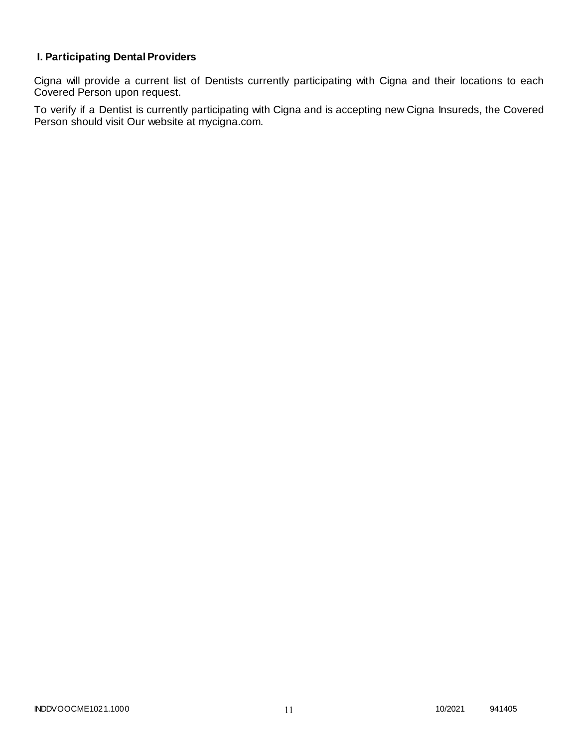### I. Participating Dental Providers

Cigna will provide a current list of Dentists currently participating with Cigna and their locations to each Covered Person upon request.

To verify if a Dentist is currently participating with Cigna and is accepting new Cigna Insureds, the Covered Person should visit Our website at mycigna.com.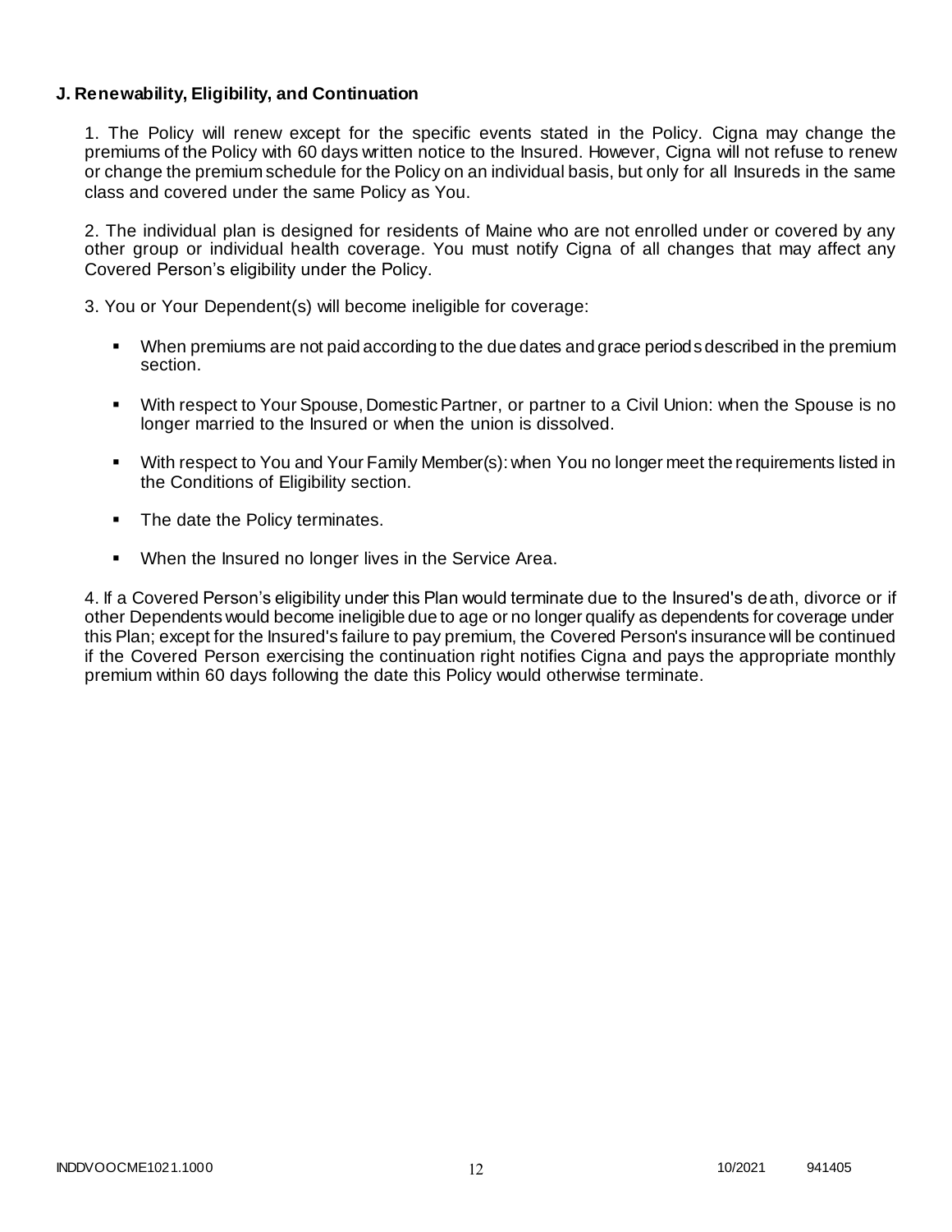**J. Renewability, Eligibility, and Continuation**

1. The Policy will renew except for the specific events stated in the Policy. Cigna may change the premiums of the Policy with 60 days written notice to the Insured. However, Cigna will not refuse to renew or change the premium schedule for the Policy on an individual basis, but only for all Insureds in the same class and covered under the same Policy as You.

2. The individual plan is designed for residents of Maine who are not enrolled under or covered by any other group or individual health coverage. You must notify Cigna of all changes that may affect any Covered Person's eligibility under the Policy.

3. You or Your Dependent(s) will become ineligible for coverage:

- When premiums are not paid according to the due dates and grace periods described in the premium section.
- With respect to Your Spouse, Domestic Partner, or partner to a Civil Union: when the Spouse is no longer married to the Insured or when the union is dissolved.
- With respect to You and Your Family Member(s): when You no longer meet the requirements listed in the Conditions of Eligibility section.
- The date the Policy terminates.
- When the Insured no longer lives in the Service Area.

4. If a Covered Person's eligibility under this Plan would terminate due to the Insured's death, divorce or if other Dependents would become ineligible due to age or no longer qualify as dependents for coverage under this Plan; except for the Insured's failure to pay premium, the Covered Person's insurance will be continued if the Covered Person exercising the continuation right notifies Cigna and pays the appropriate monthly premium within 60 days following the date this Policy would otherwise terminate.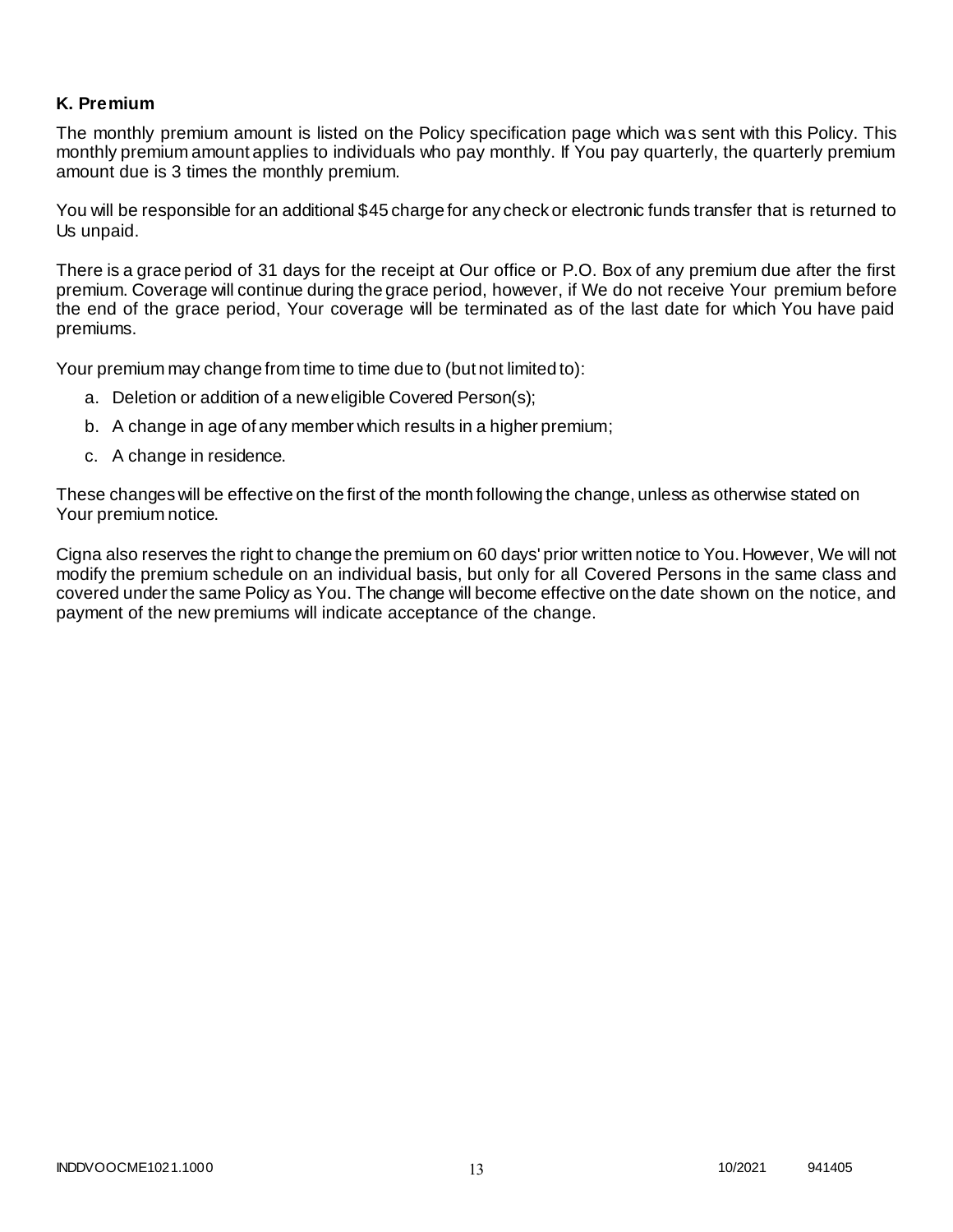**K. Premium**

The monthly premium amount is listed on the Policy specification page which was sent with this Policy. This monthly premium amount applies to individuals who pay monthly. If You pay quarterly, the quarterly premium amount due is 3 times the monthly premium.

You will be responsible for an additional $45 charge for any check or electronic funds transfer that is returned to Us unpaid.

There is a grace period of 31 days for the receipt at Our office or P.O. Box of any premium due after the first premium. Coverage will continue during the grace period, however, if We do not receive Your premium before the end of the grace period, Your coverage will be terminated as of the last date for which You have paid premiums.

Your premium may change from time to time due to (but not limited to):

a. Deletion or addition of a new eligible Covered Person(s);
b. A change in age of any member which results in a higher premium;
c. A change in residence.

These changes will be effective on the first of the month following the change, unless as otherwise stated on Your premium notice.

Cigna also reserves the right to change the premium on 60 days' prior written notice to You. However, We will not modify the premium schedule on an individual basis, but only for all Covered Persons in the same class and covered under the same Policy as You. The change will become effective on the date shown on the notice, and payment of the new premiums will indicate acceptance of the change.